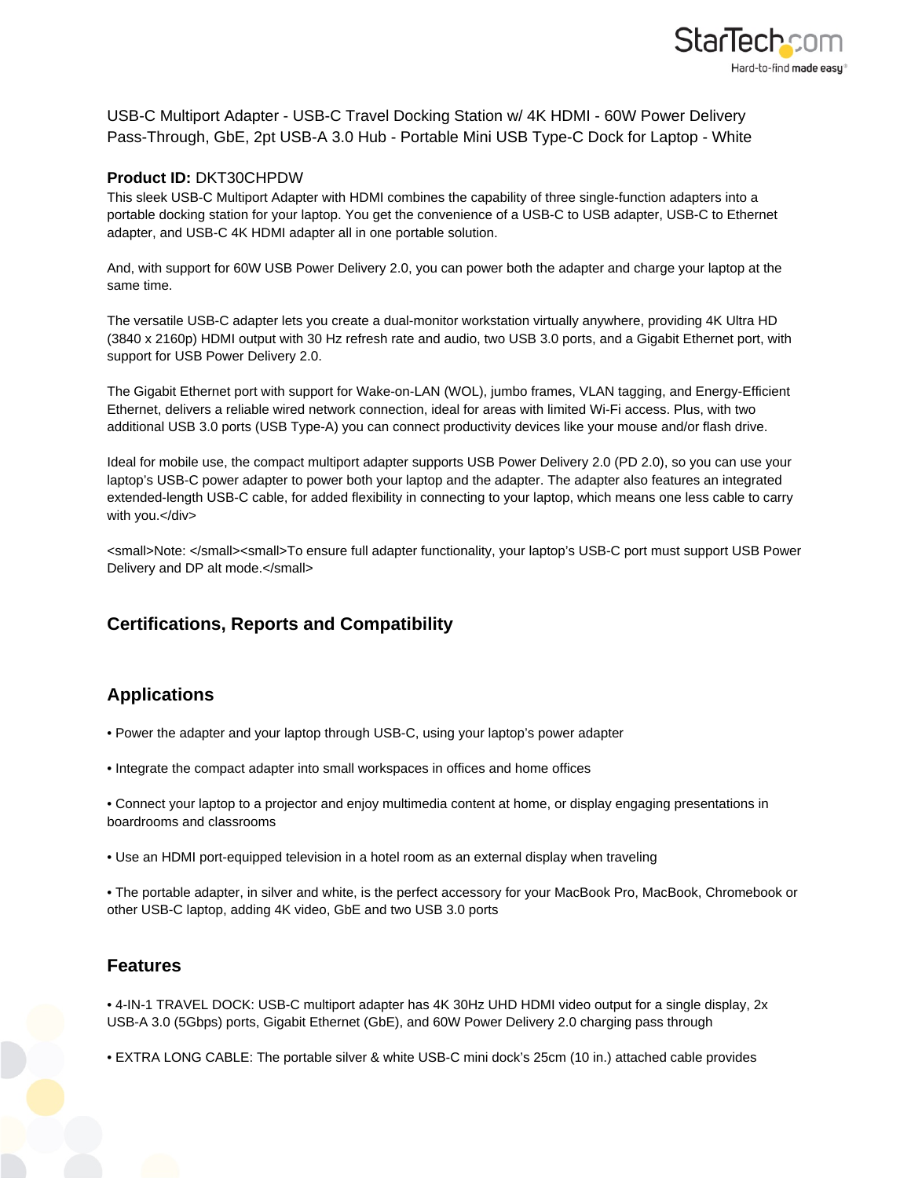USB-C Multiport Adapter - USB-C Travel Docking Station w/ 4K HDMI - 60W Power Delivery Pass-Through, GbE, 2pt USB-A 3.0 Hub - Portable Mini USB Type-C Dock for Laptop - White

**Product ID:** DKT30CHPDW

This sleek USB-C Multiport Adapter with HDMI combines the capability of three single-function adapters into a portable docking station for your laptop. You get the convenience of a USB-C to USB adapter, USB-C to Ethernet adapter, and USB-C 4K HDMI adapter all in one portable solution.

And, with support for 60W USB Power Delivery 2.0, you can power both the adapter and charge your laptop at the same time.

The versatile USB-C adapter lets you create a dual-monitor workstation virtually anywhere, providing 4K Ultra HD (3840 x 2160p) HDMI output with 30 Hz refresh rate and audio, two USB 3.0 ports, and a Gigabit Ethernet port, with support for USB Power Delivery 2.0.

The Gigabit Ethernet port with support for Wake-on-LAN (WOL), jumbo frames, VLAN tagging, and Energy-Efficient Ethernet, delivers a reliable wired network connection, ideal for areas with limited Wi-Fi access. Plus, with two additional USB 3.0 ports (USB Type-A) you can connect productivity devices like your mouse and/or flash drive.

Ideal for mobile use, the compact multiport adapter supports USB Power Delivery 2.0 (PD 2.0), so you can use your laptop's USB-C power adapter to power both your laptop and the adapter. The adapter also features an integrated extended-length USB-C cable, for added flexibility in connecting to your laptop, which means one less cable to carry with you.</div>

<small>Note: </small><small>To ensure full adapter functionality, your laptop's USB-C port must support USB Power Delivery and DP alt mode.</small>

## Certifications, Reports and Compatibility

## Applications

• Power the adapter and your laptop through USB-C, using your laptop's power adapter

• Integrate the compact adapter into small workspaces in offices and home offices

• Connect your laptop to a projector and enjoy multimedia content at home, or display engaging presentations in boardrooms and classrooms

• Use an HDMI port-equipped television in a hotel room as an external display when traveling

• The portable adapter, in silver and white, is the perfect accessory for your MacBook Pro, MacBook, Chromebook or other USB-C laptop, adding 4K video, GbE and two USB 3.0 ports

## Features

• 4-IN-1 TRAVEL DOCK: USB-C multiport adapter has 4K 30Hz UHD HDMI video output for a single display, 2x USB-A 3.0 (5Gbps) ports, Gigabit Ethernet (GbE), and 60W Power Delivery 2.0 charging pass through

• EXTRA LONG CABLE: The portable silver & white USB-C mini dock's 25cm (10 in.) attached cable provides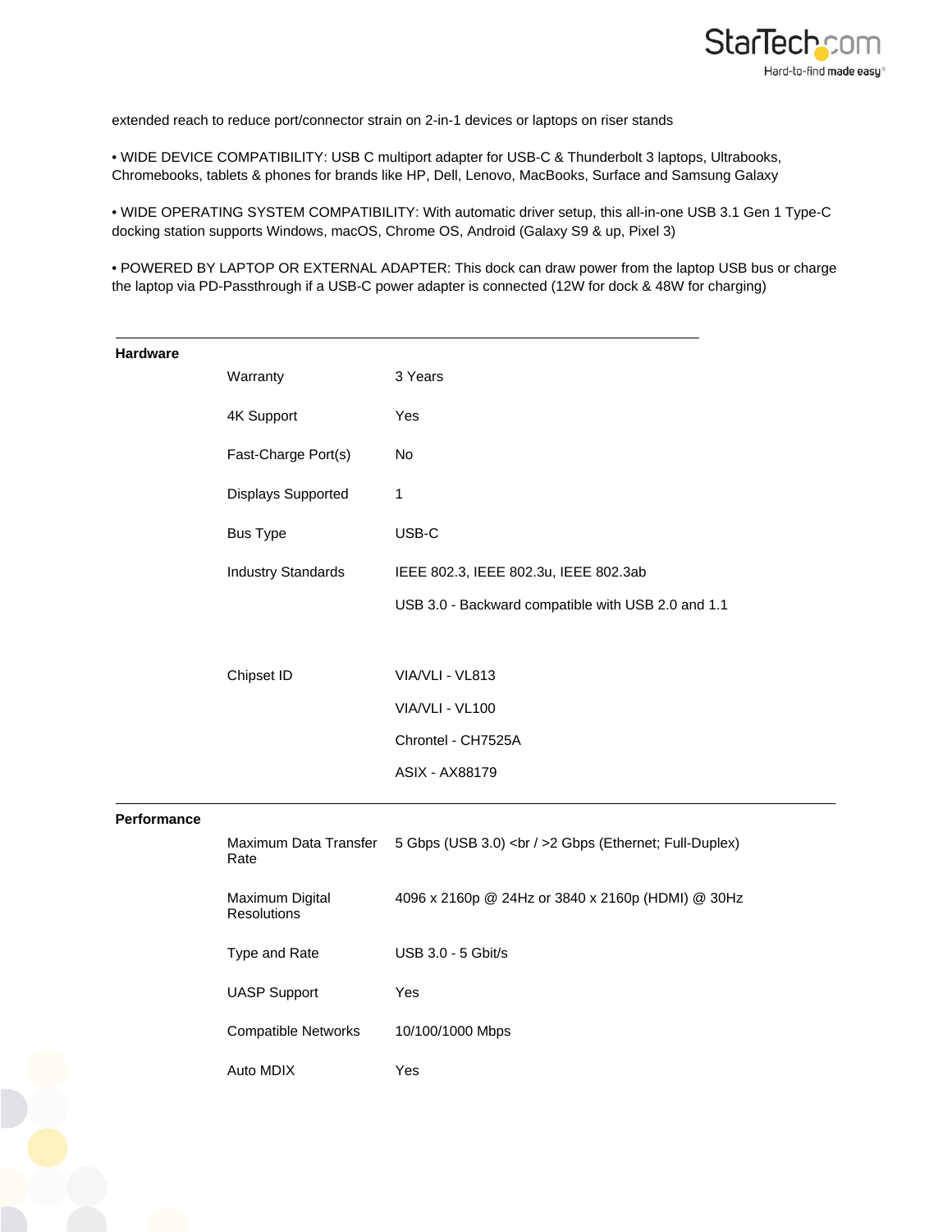extended reach to reduce port/connector strain on 2-in-1 devices or laptops on riser stands

• WIDE DEVICE COMPATIBILITY: USB C multiport adapter for USB-C & Thunderbolt 3 laptops, Ultrabooks, Chromebooks, tablets & phones for brands like HP, Dell, Lenovo, MacBooks, Surface and Samsung Galaxy

• WIDE OPERATING SYSTEM COMPATIBILITY: With automatic driver setup, this all-in-one USB 3.1 Gen 1 Type-C docking station supports Windows, macOS, Chrome OS, Android (Galaxy S9 & up, Pixel 3)

• POWERED BY LAPTOP OR EXTERNAL ADAPTER: This dock can draw power from the laptop USB bus or charge the laptop via PD-Passthrough if a USB-C power adapter is connected (12W for dock & 48W for charging)

| Hardware | | |
|---|---|---|
| | Warranty | 3 Years |
| | 4K Support | Yes |
| | Fast-Charge Port(s) | No |
| | Displays Supported | 1 |
| | Bus Type | USB-C |
| | Industry Standards | IEEE 802.3, IEEE 802.3u, IEEE 802.3ab<br>USB 3.0 - Backward compatible with USB 2.0 and 1.1 |
| | Chipset ID | VIA/VLI - VL813<br>VIA/VLI - VL100<br>Chrontel - CH7525A<br>ASIX - AX88179 |

| Performance | | |
|---|---|---|
| | Maximum Data Transfer Rate | 5 Gbps (USB 3.0) <br / >2 Gbps (Ethernet; Full-Duplex) |
| | Maximum Digital Resolutions | 4096 x 2160p @ 24Hz or 3840 x 2160p (HDMI) @ 30Hz |
| | Type and Rate | USB 3.0 - 5 Gbit/s |
| | UASP Support | Yes |
| | Compatible Networks | 10/100/1000 Mbps |
| | Auto MDIX | Yes |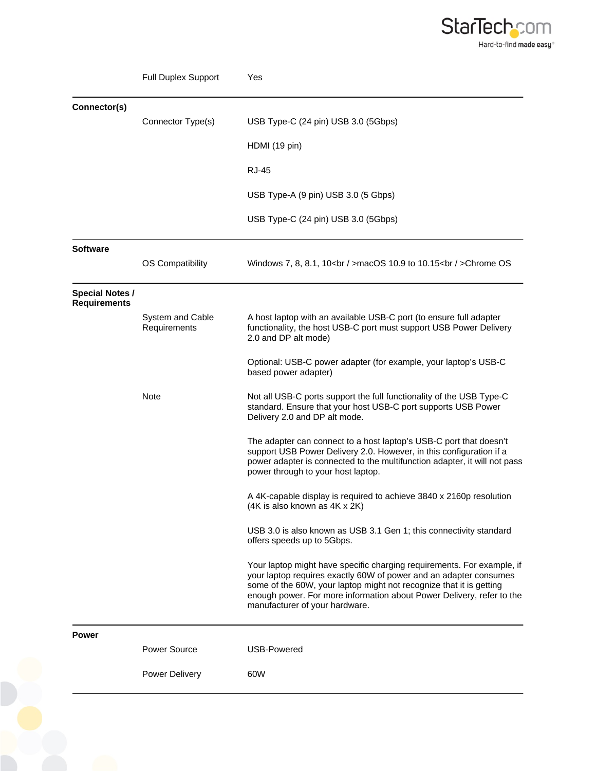| | | |
|---|---|---|
| | Full Duplex Support | Yes |
| **Connector(s)** | | |
| | Connector Type(s) | USB Type-C (24 pin) USB 3.0 (5Gbps) |
| | | HDMI (19 pin) |
| | | RJ-45 |
| | | USB Type-A (9 pin) USB 3.0 (5 Gbps) |
| | | USB Type-C (24 pin) USB 3.0 (5Gbps) |
| **Software** | | |
| | OS Compatibility | Windows 7, 8, 8.1, 10<br / >macOS 10.9 to 10.15<br / >Chrome OS |
| **Special Notes / Requirements** | | |
| | System and Cable Requirements | A host laptop with an available USB-C port (to ensure full adapter functionality, the host USB-C port must support USB Power Delivery 2.0 and DP alt mode) |
| | | Optional: USB-C power adapter (for example, your laptop's USB-C based power adapter) |
| | Note | Not all USB-C ports support the full functionality of the USB Type-C standard. Ensure that your host USB-C port supports USB Power Delivery 2.0 and DP alt mode. |
| | | The adapter can connect to a host laptop's USB-C port that doesn't support USB Power Delivery 2.0. However, in this configuration if a power adapter is connected to the multifunction adapter, it will not pass power through to your host laptop. |
| | | A 4K-capable display is required to achieve 3840 x 2160p resolution (4K is also known as 4K x 2K) |
| | | USB 3.0 is also known as USB 3.1 Gen 1; this connectivity standard offers speeds up to 5Gbps. |
| | | Your laptop might have specific charging requirements. For example, if your laptop requires exactly 60W of power and an adapter consumes some of the 60W, your laptop might not recognize that it is getting enough power. For more information about Power Delivery, refer to the manufacturer of your hardware. |
| **Power** | | |
| | Power Source | USB-Powered |
| | Power Delivery | 60W |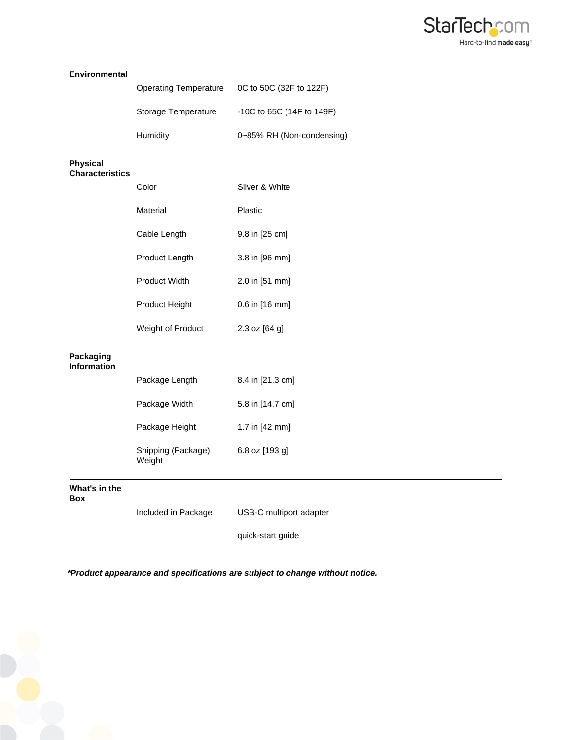| | | |
|---|---|---|
| **Environmental** | | |
| | Operating Temperature | 0C to 50C (32F to 122F) |
| | Storage Temperature | -10C to 65C (14F to 149F) |
| | Humidity | 0~85% RH (Non-condensing) |
| **Physical Characteristics** | | |
| | Color | Silver & White |
| | Material | Plastic |
| | Cable Length | 9.8 in [25 cm] |
| | Product Length | 3.8 in [96 mm] |
| | Product Width | 2.0 in [51 mm] |
| | Product Height | 0.6 in [16 mm] |
| | Weight of Product | 2.3 oz [64 g] |
| **Packaging Information** | | |
| | Package Length | 8.4 in [21.3 cm] |
| | Package Width | 5.8 in [14.7 cm] |
| | Package Height | 1.7 in [42 mm] |
| | Shipping (Package) Weight | 6.8 oz [193 g] |
| **What's in the Box** | | |
| | Included in Package | USB-C multiport adapter |
| | | quick-start guide |

***Product appearance and specifications are subject to change without notice.***